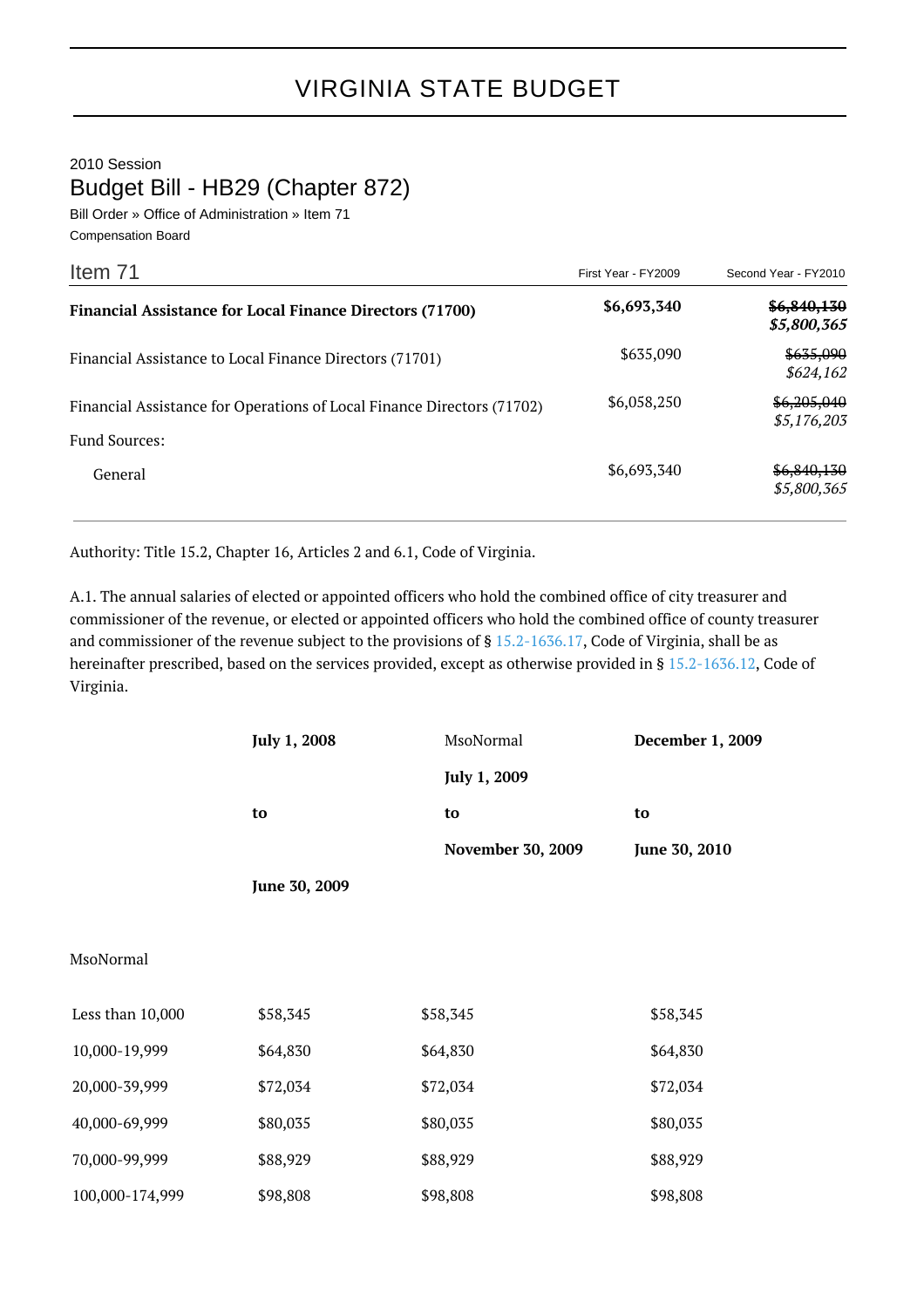# VIRGINIA STATE BUDGET

2010 Session

## Budget Bill - HB29 (Chapter 872)

Bill Order » Office of Administration » Item 71

Compensation Board

| Item 71 | First Year - FY2009 | Second Year - FY2010 |
|---|---|---|
| **Financial Assistance for Local Finance Directors (71700)** | **$6,693,340** | ~~$6,840,130~~ ***$5,800,365*** |
| Financial Assistance to Local Finance Directors (71701) | $635,090 | ~~$635,090~~ *$624,162* |
| Financial Assistance for Operations of Local Finance Directors (71702) | $6,058,250 | ~~$6,205,040~~ *$5,176,203* |
| Fund Sources: | | |
| General | $6,693,340 | ~~$6,840,130~~ *$5,800,365* |

Authority: Title 15.2, Chapter 16, Articles 2 and 6.1, Code of Virginia.

A.1. The annual salaries of elected or appointed officers who hold the combined office of city treasurer and commissioner of the revenue, or elected or appointed officers who hold the combined office of county treasurer and commissioner of the revenue subject to the provisions of § 15.2-1636.17, Code of Virginia, shall be as hereinafter prescribed, based on the services provided, except as otherwise provided in § 15.2-1636.12, Code of Virginia.

| MsoNormal | **July 1, 2008 to June 30, 2009** | MsoNormal **July 1, 2009 to November 30, 2009** | **December 1, 2009 to June 30, 2010** |
|---|---|---|---|
| Less than 10,000 | $58,345 | $58,345 | $58,345 |
| 10,000-19,999 | $64,830 | $64,830 | $64,830 |
| 20,000-39,999 | $72,034 | $72,034 | $72,034 |
| 40,000-69,999 | $80,035 | $80,035 | $80,035 |
| 70,000-99,999 | $88,929 | $88,929 | $88,929 |
| 100,000-174,999 | $98,808 | $98,808 | $98,808 |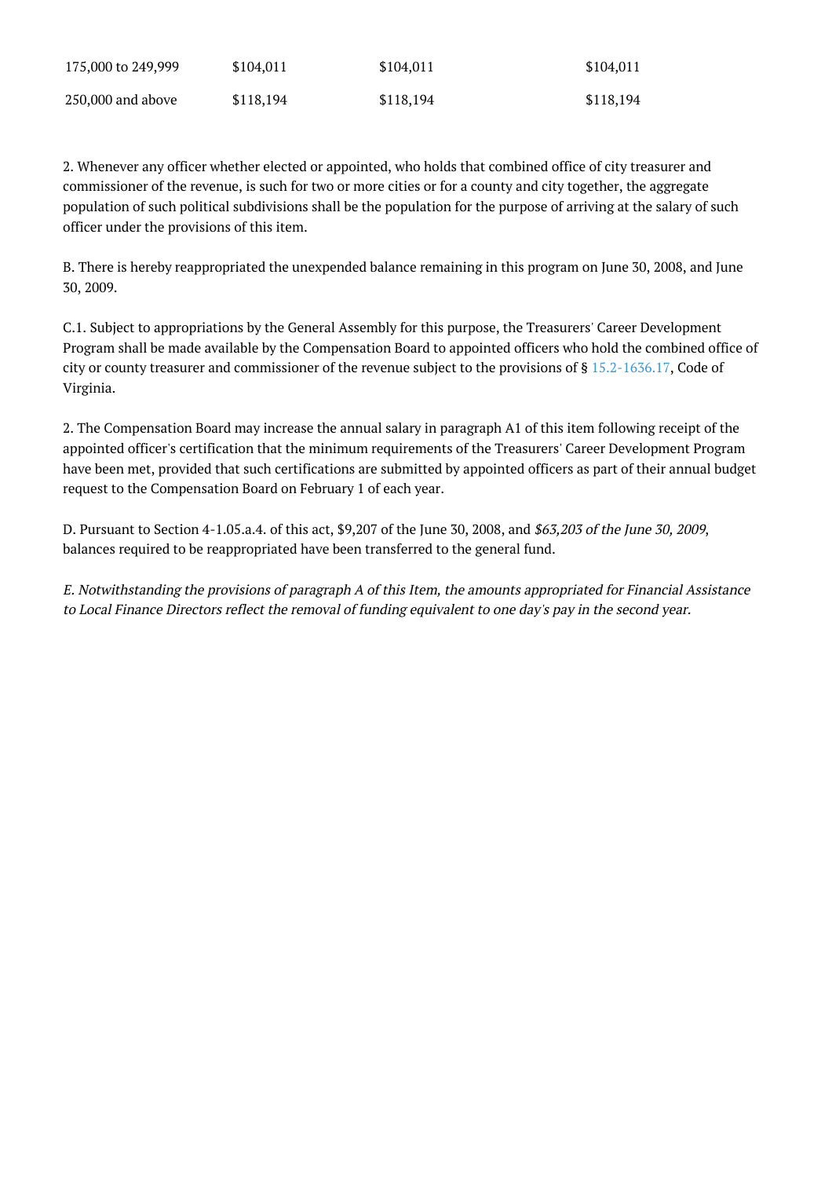| | | | |
|---|---|---|---|
| 175,000 to 249,999 | $104,011 | $104,011 | $104,011 |
| 250,000 and above | $118,194 | $118,194 | $118,194 |

2. Whenever any officer whether elected or appointed, who holds that combined office of city treasurer and commissioner of the revenue, is such for two or more cities or for a county and city together, the aggregate population of such political subdivisions shall be the population for the purpose of arriving at the salary of such officer under the provisions of this item.

B. There is hereby reappropriated the unexpended balance remaining in this program on June 30, 2008, and June 30, 2009.

C.1. Subject to appropriations by the General Assembly for this purpose, the Treasurers' Career Development Program shall be made available by the Compensation Board to appointed officers who hold the combined office of city or county treasurer and commissioner of the revenue subject to the provisions of § 15.2-1636.17, Code of Virginia.

2. The Compensation Board may increase the annual salary in paragraph A1 of this item following receipt of the appointed officer's certification that the minimum requirements of the Treasurers' Career Development Program have been met, provided that such certifications are submitted by appointed officers as part of their annual budget request to the Compensation Board on February 1 of each year.

D. Pursuant to Section 4-1.05.a.4. of this act, $9,207 of the June 30, 2008, and *$63,203 of the June 30, 2009*, balances required to be reappropriated have been transferred to the general fund.

*E. Notwithstanding the provisions of paragraph A of this Item, the amounts appropriated for Financial Assistance to Local Finance Directors reflect the removal of funding equivalent to one day's pay in the second year.*